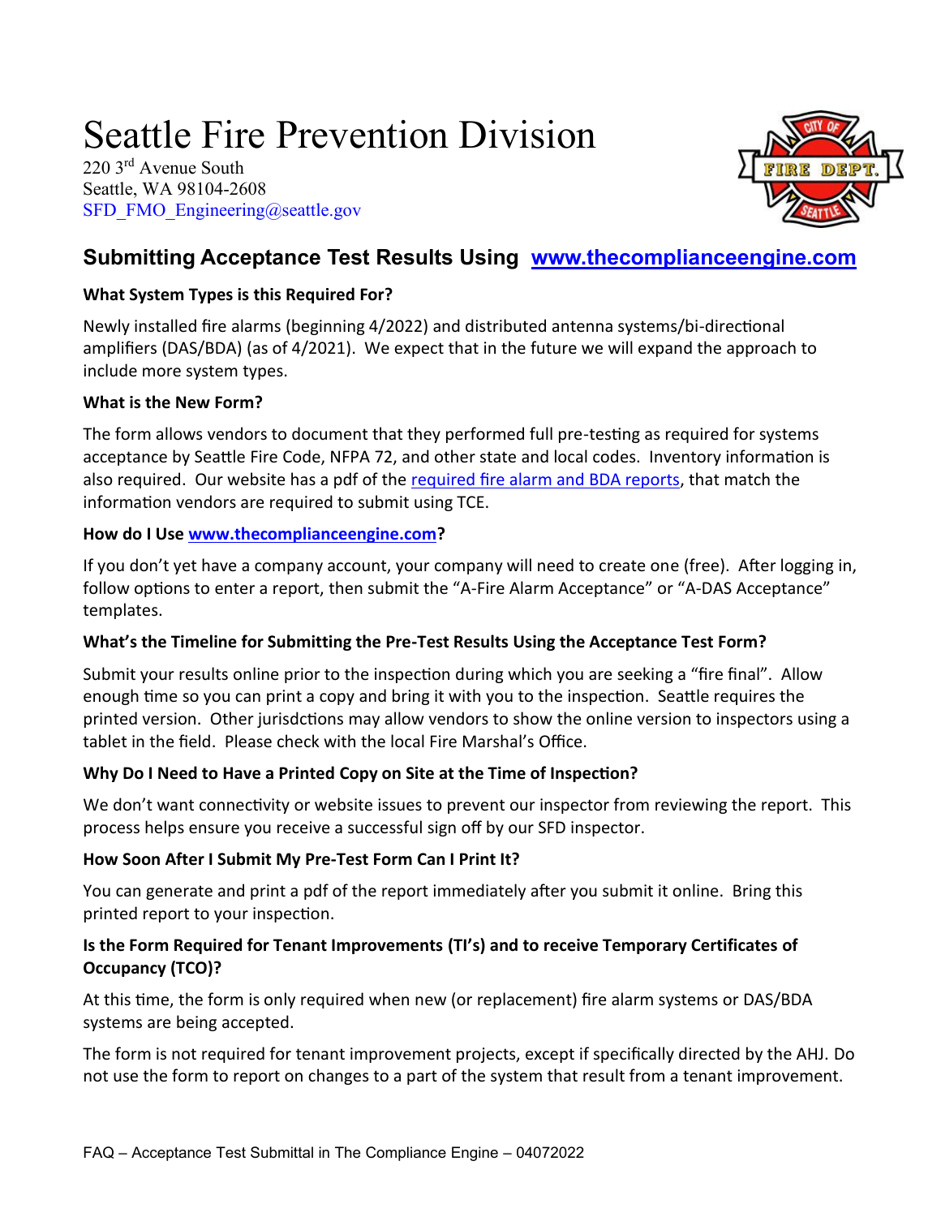# Seattle Fire Prevention Division

220 3rd Avenue South
Seattle, WA 98104-2608
SFD_FMO_Engineering@seattle.gov

## Submitting Acceptance Test Results Using [www.thecomplianceengine.com](http://www.thecomplianceengine.com)

**What System Types is this Required For?**

Newly installed fire alarms (beginning 4/2022) and distributed antenna systems/bi-directional amplifiers (DAS/BDA) (as of 4/2021). We expect that in the future we will expand the approach to include more system types.

**What is the New Form?**

The form allows vendors to document that they performed full pre-testing as required for systems acceptance by Seattle Fire Code, NFPA 72, and other state and local codes. Inventory information is also required. Our website has a pdf of the required fire alarm and BDA reports, that match the information vendors are required to submit using TCE.

**How do I Use [www.thecomplianceengine.com](http://www.thecomplianceengine.com)?**

If you don't yet have a company account, your company will need to create one (free). After logging in, follow options to enter a report, then submit the "A-Fire Alarm Acceptance" or "A-DAS Acceptance" templates.

**What's the Timeline for Submitting the Pre-Test Results Using the Acceptance Test Form?**

Submit your results online prior to the inspection during which you are seeking a "fire final". Allow enough time so you can print a copy and bring it with you to the inspection. Seattle requires the printed version. Other jurisdctions may allow vendors to show the online version to inspectors using a tablet in the field. Please check with the local Fire Marshal's Office.

**Why Do I Need to Have a Printed Copy on Site at the Time of Inspection?**

We don't want connectivity or website issues to prevent our inspector from reviewing the report. This process helps ensure you receive a successful sign off by our SFD inspector.

**How Soon After I Submit My Pre-Test Form Can I Print It?**

You can generate and print a pdf of the report immediately after you submit it online. Bring this printed report to your inspection.

**Is the Form Required for Tenant Improvements (TI's) and to receive Temporary Certificates of Occupancy (TCO)?**

At this time, the form is only required when new (or replacement) fire alarm systems or DAS/BDA systems are being accepted.

The form is not required for tenant improvement projects, except if specifically directed by the AHJ. Do not use the form to report on changes to a part of the system that result from a tenant improvement.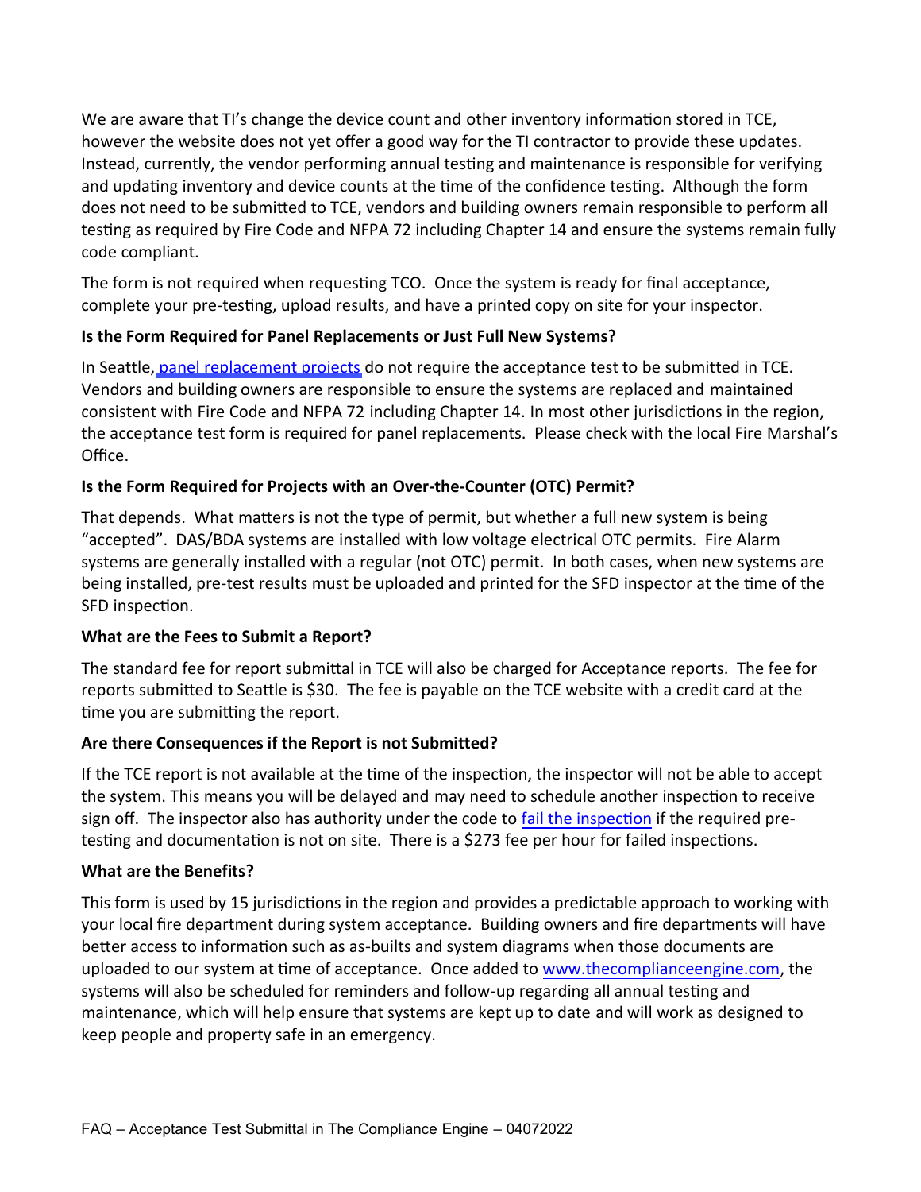We are aware that TI's change the device count and other inventory information stored in TCE, however the website does not yet offer a good way for the TI contractor to provide these updates. Instead, currently, the vendor performing annual testing and maintenance is responsible for verifying and updating inventory and device counts at the time of the confidence testing. Although the form does not need to be submitted to TCE, vendors and building owners remain responsible to perform all testing as required by Fire Code and NFPA 72 including Chapter 14 and ensure the systems remain fully code compliant.

The form is not required when requesting TCO. Once the system is ready for final acceptance, complete your pre-testing, upload results, and have a printed copy on site for your inspector.

**Is the Form Required for Panel Replacements or Just Full New Systems?**

In Seattle, panel replacement projects do not require the acceptance test to be submitted in TCE. Vendors and building owners are responsible to ensure the systems are replaced and maintained consistent with Fire Code and NFPA 72 including Chapter 14. In most other jurisdictions in the region, the acceptance test form is required for panel replacements. Please check with the local Fire Marshal's Office.

**Is the Form Required for Projects with an Over-the-Counter (OTC) Permit?**

That depends. What matters is not the type of permit, but whether a full new system is being "accepted". DAS/BDA systems are installed with low voltage electrical OTC permits. Fire Alarm systems are generally installed with a regular (not OTC) permit. In both cases, when new systems are being installed, pre-test results must be uploaded and printed for the SFD inspector at the time of the SFD inspection.

**What are the Fees to Submit a Report?**

The standard fee for report submittal in TCE will also be charged for Acceptance reports. The fee for reports submitted to Seattle is $30. The fee is payable on the TCE website with a credit card at the time you are submitting the report.

**Are there Consequences if the Report is not Submitted?**

If the TCE report is not available at the time of the inspection, the inspector will not be able to accept the system. This means you will be delayed and may need to schedule another inspection to receive sign off. The inspector also has authority under the code to fail the inspection if the required pre-testing and documentation is not on site. There is a $273 fee per hour for failed inspections.

**What are the Benefits?**

This form is used by 15 jurisdictions in the region and provides a predictable approach to working with your local fire department during system acceptance. Building owners and fire departments will have better access to information such as as-builts and system diagrams when those documents are uploaded to our system at time of acceptance. Once added to www.thecomplianceengine.com, the systems will also be scheduled for reminders and follow-up regarding all annual testing and maintenance, which will help ensure that systems are kept up to date and will work as designed to keep people and property safe in an emergency.